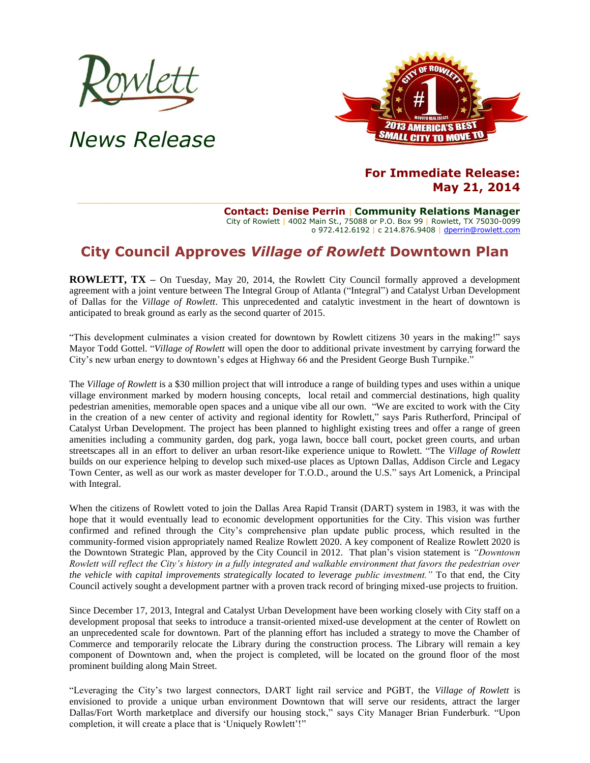Rowlett

*News Release*

**For Immediate Release:**
**May 21, 2014**

**Contact: Denise Perrin | Community Relations Manager**
City of Rowlett | 4002 Main St., 75088 or P.O. Box 99 | Rowlett, TX 75030-0099
o 972.412.6192 | c 214.876.9408 | dperrin@rowlett.com

# City Council Approves *Village of Rowlett* Downtown Plan

**ROWLETT, TX –** On Tuesday, May 20, 2014, the Rowlett City Council formally approved a development agreement with a joint venture between The Integral Group of Atlanta ("Integral") and Catalyst Urban Development of Dallas for the *Village of Rowlett*. This unprecedented and catalytic investment in the heart of downtown is anticipated to break ground as early as the second quarter of 2015.

"This development culminates a vision created for downtown by Rowlett citizens 30 years in the making!" says Mayor Todd Gottel. "*Village of Rowlett* will open the door to additional private investment by carrying forward the City's new urban energy to downtown's edges at Highway 66 and the President George Bush Turnpike."

The *Village of Rowlett* is a $30 million project that will introduce a range of building types and uses within a unique village environment marked by modern housing concepts, local retail and commercial destinations, high quality pedestrian amenities, memorable open spaces and a unique vibe all our own. "We are excited to work with the City in the creation of a new center of activity and regional identity for Rowlett," says Paris Rutherford, Principal of Catalyst Urban Development. The project has been planned to highlight existing trees and offer a range of green amenities including a community garden, dog park, yoga lawn, bocce ball court, pocket green courts, and urban streetscapes all in an effort to deliver an urban resort-like experience unique to Rowlett. "The *Village of Rowlett* builds on our experience helping to develop such mixed-use places as Uptown Dallas, Addison Circle and Legacy Town Center, as well as our work as master developer for T.O.D., around the U.S." says Art Lomenick, a Principal with Integral.

When the citizens of Rowlett voted to join the Dallas Area Rapid Transit (DART) system in 1983, it was with the hope that it would eventually lead to economic development opportunities for the City. This vision was further confirmed and refined through the City's comprehensive plan update public process, which resulted in the community-formed vision appropriately named Realize Rowlett 2020. A key component of Realize Rowlett 2020 is the Downtown Strategic Plan, approved by the City Council in 2012. That plan's vision statement is *"Downtown Rowlett will reflect the City's history in a fully integrated and walkable environment that favors the pedestrian over the vehicle with capital improvements strategically located to leverage public investment."* To that end, the City Council actively sought a development partner with a proven track record of bringing mixed-use projects to fruition.

Since December 17, 2013, Integral and Catalyst Urban Development have been working closely with City staff on a development proposal that seeks to introduce a transit-oriented mixed-use development at the center of Rowlett on an unprecedented scale for downtown. Part of the planning effort has included a strategy to move the Chamber of Commerce and temporarily relocate the Library during the construction process. The Library will remain a key component of Downtown and, when the project is completed, will be located on the ground floor of the most prominent building along Main Street.

"Leveraging the City's two largest connectors, DART light rail service and PGBT, the *Village of Rowlett* is envisioned to provide a unique urban environment Downtown that will serve our residents, attract the larger Dallas/Fort Worth marketplace and diversify our housing stock," says City Manager Brian Funderburk. "Upon completion, it will create a place that is 'Uniquely Rowlett'!"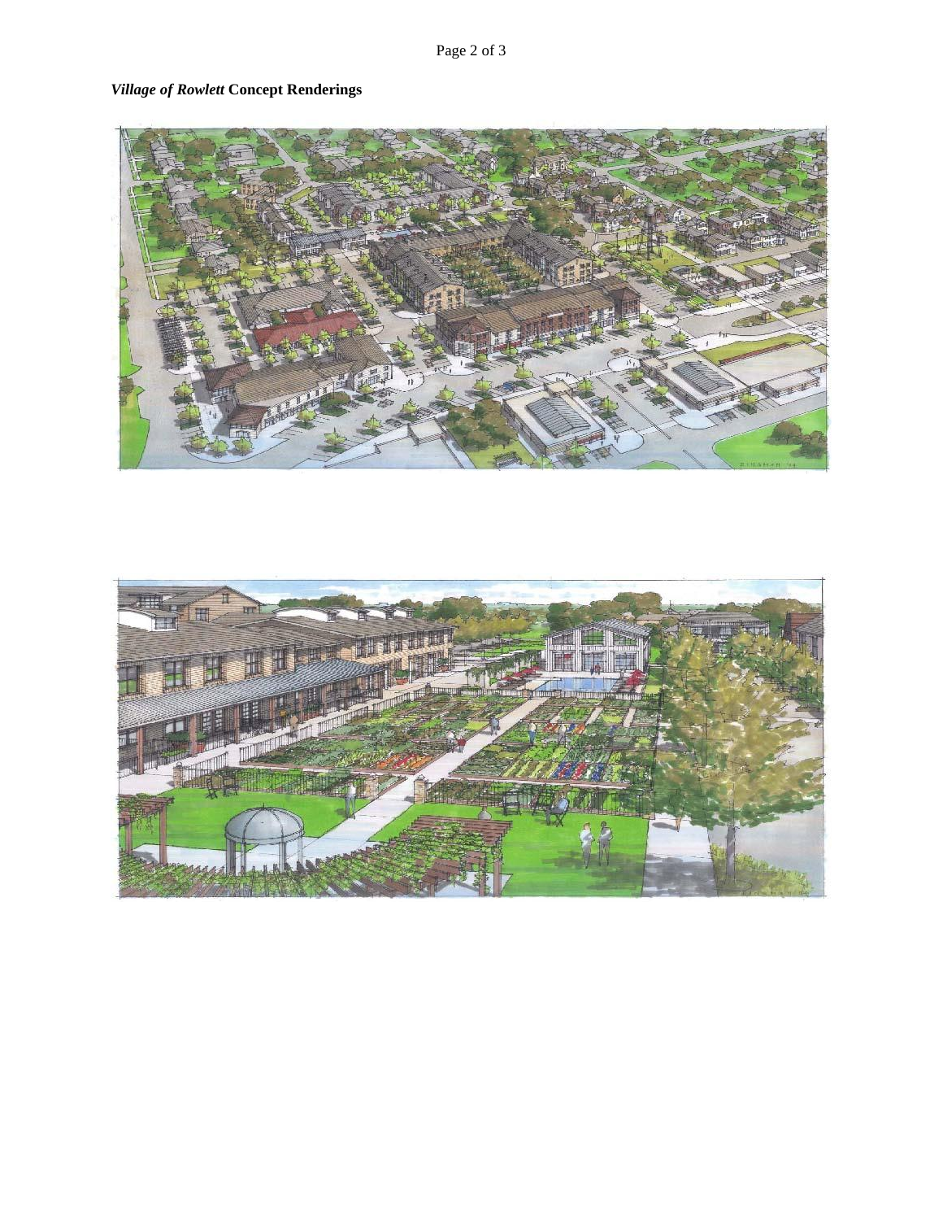***Village of Rowlett* Concept Renderings**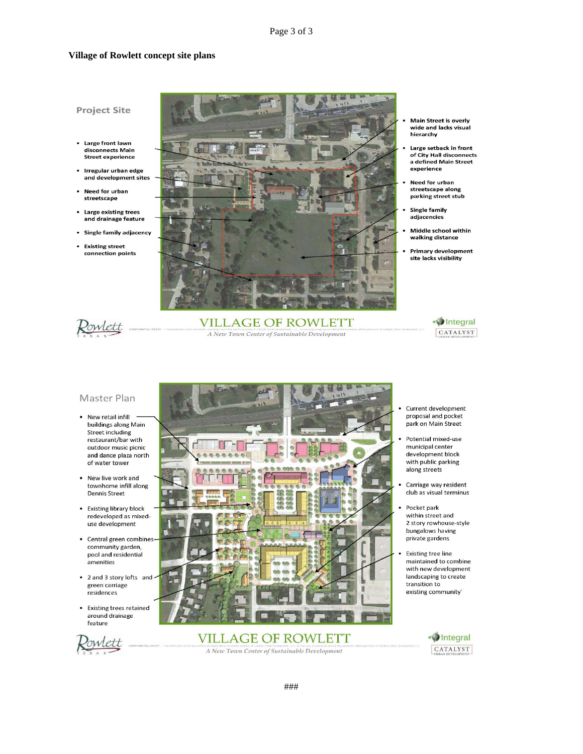**Village of Rowlett concept site plans**

Project Site

- Large front lawn disconnects Main Street experience
- Irregular urban edge and development sites
- Need for urban streetscape
- Large existing trees and drainage feature
- Single family adjacency
- Existing street connection points

- Main Street is overly wide and lacks visual hierarchy
- Large setback in front of City Hall disconnects a defined Main Street experience
- Need for urban streetscape along parking street stub
- Single family adjacencies
- Middle school within walking distance
- Primary development site lacks visibility

VILLAGE OF ROWLETT

*A New Town Center of Sustainable Development*

Master Plan

- New retail infill buildings along Main Street including restaurant/bar with outdoor music picnic and dance plaza north of water tower
- New live work and townhome infill along Dennis Street
- Existing library block redeveloped as mixed-use development
- Central green combines community garden, pool and residential amenities
- 2 and 3 story lofts and green carriage residences
- Existing trees retained around drainage feature

- Current development proposal and pocket park on Main Street
- Potential mixed-use municipal center development block with public parking along streets
- Carriage way resident club as visual terminus
- Pocket park within street and 2 story rowhouse-style bungalows having private gardens
- Existing tree line maintained to combine with new development landscaping to create transition to existing community'

VILLAGE OF ROWLETT

*A New Town Center of Sustainable Development*

###